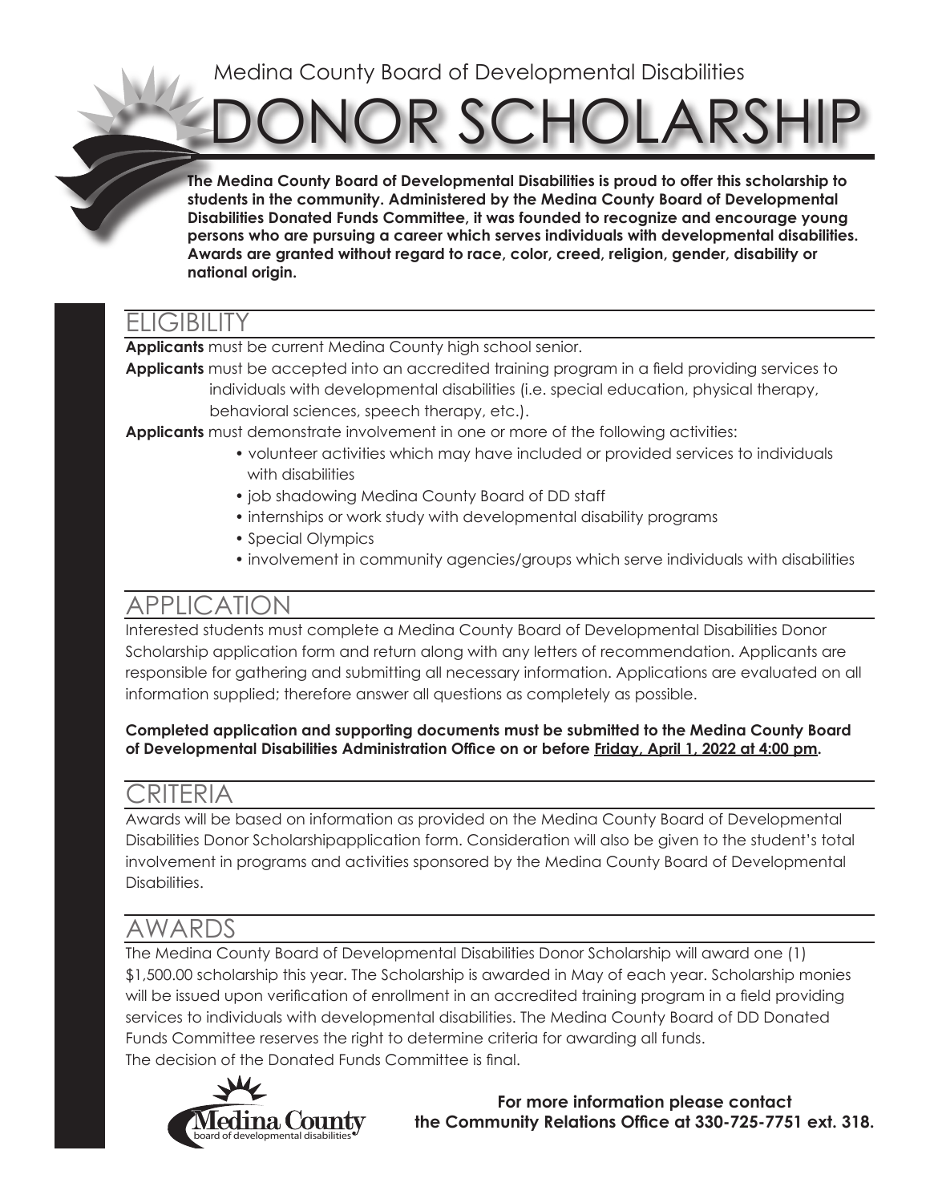Medina County Board of Developmental Disabilities

# DONOR SCHOLARSHIP

**The Medina County Board of Developmental Disabilities is proud to offer this scholarship to students in the community. Administered by the Medina County Board of Developmental Disabilities Donated Funds Committee, it was founded to recognize and encourage young persons who are pursuing a career which serves individuals with developmental disabilities. Awards are granted without regard to race, color, creed, religion, gender, disability or national origin.**

## ELIGIBILITY

**Applicants** must be current Medina County high school senior.

**Applicants** must be accepted into an accredited training program in a field providing services to individuals with developmental disabilities (i.e. special education, physical therapy, behavioral sciences, speech therapy, etc.).

**Applicants** must demonstrate involvement in one or more of the following activities:

- volunteer activities which may have included or provided services to individuals with disabilities
- job shadowing Medina County Board of DD staff
- internships or work study with developmental disability programs
- Special Olympics
- involvement in community agencies/groups which serve individuals with disabilities

## APPLICATION

Interested students must complete a Medina County Board of Developmental Disabilities Donor Scholarship application form and return along with any letters of recommendation. Applicants are responsible for gathering and submitting all necessary information. Applications are evaluated on all information supplied; therefore answer all questions as completely as possible.

**Completed application and supporting documents must be submitted to the Medina County Board of Developmental Disabilities Administration Office on or before Friday, April 1, 2022 at 4:00 pm.**

## CRITERIA

Awards will be based on information as provided on the Medina County Board of Developmental Disabilities Donor Scholarshipapplication form. Consideration will also be given to the student's total involvement in programs and activities sponsored by the Medina County Board of Developmental Disabilities.

## AWARDS

The Medina County Board of Developmental Disabilities Donor Scholarship will award one (1) $1,500.00 scholarship this year. The Scholarship is awarded in May of each year. Scholarship monies will be issued upon verification of enrollment in an accredited training program in a field providing services to individuals with developmental disabilities. The Medina County Board of DD Donated Funds Committee reserves the right to determine criteria for awarding all funds. The decision of the Donated Funds Committee is final.

Medina County board of developmental disabilities

**For more information please contact the Community Relations Office at 330-725-7751 ext. 318.**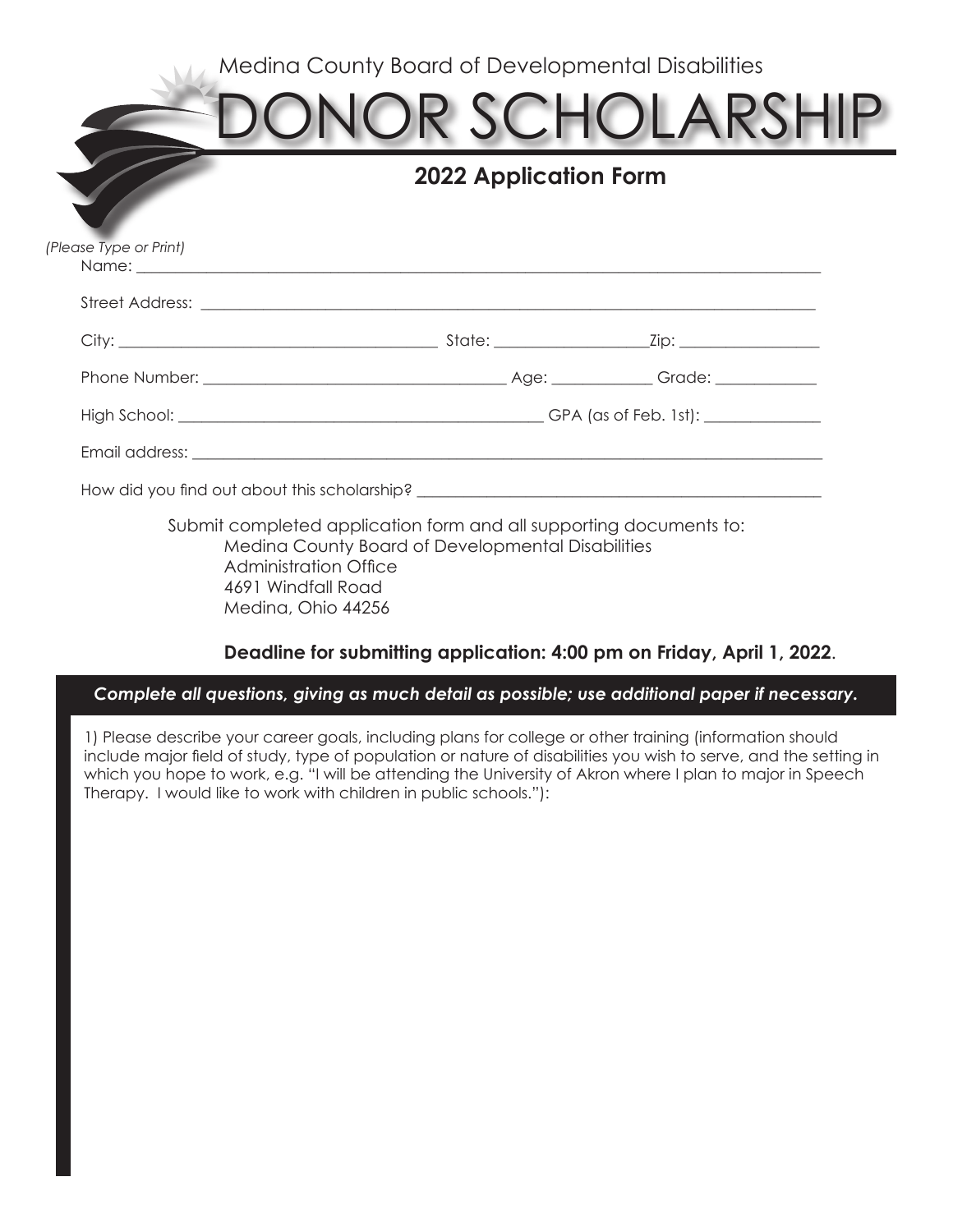Medina County Board of Developmental Disabilities

# DONOR SCHOLARSHIP

## 2022 Application Form

*(Please Type or Print)*

Name: ______________________________________________________________________________

Street Address: _______________________________________________________________________

City: ____________________________________ State: _________________Zip: ________________

Phone Number: _________________________________ Age: ___________ Grade: ____________

High School: __________________________________________ GPA (as of Feb. 1st): _____________

Email address: ________________________________________________________________________

How did you find out about this scholarship? _______________________________________________

Submit completed application form and all supporting documents to:
Medina County Board of Developmental Disabilities
Administration Office
4691 Windfall Road
Medina, Ohio 44256

**Deadline for submitting application: 4:00 pm on Friday, April 1, 2022**.

***Complete all questions, giving as much detail as possible; use additional paper if necessary.***

1) Please describe your career goals, including plans for college or other training (information should include major field of study, type of population or nature of disabilities you wish to serve, and the setting in which you hope to work, e.g. "I will be attending the University of Akron where I plan to major in Speech Therapy. I would like to work with children in public schools."):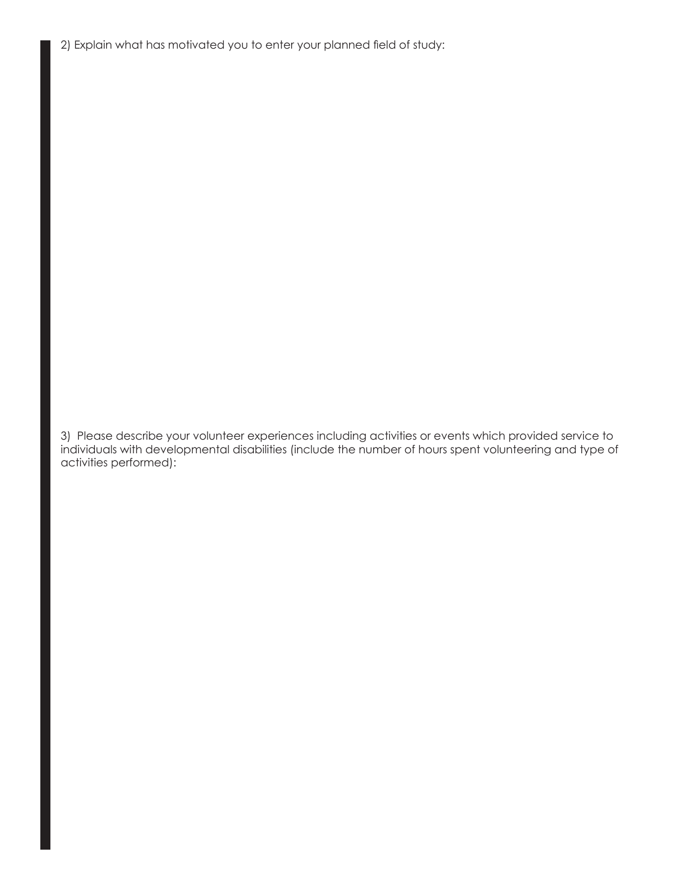2) Explain what has motivated you to enter your planned field of study:

3) Please describe your volunteer experiences including activities or events which provided service to individuals with developmental disabilities (include the number of hours spent volunteering and type of activities performed):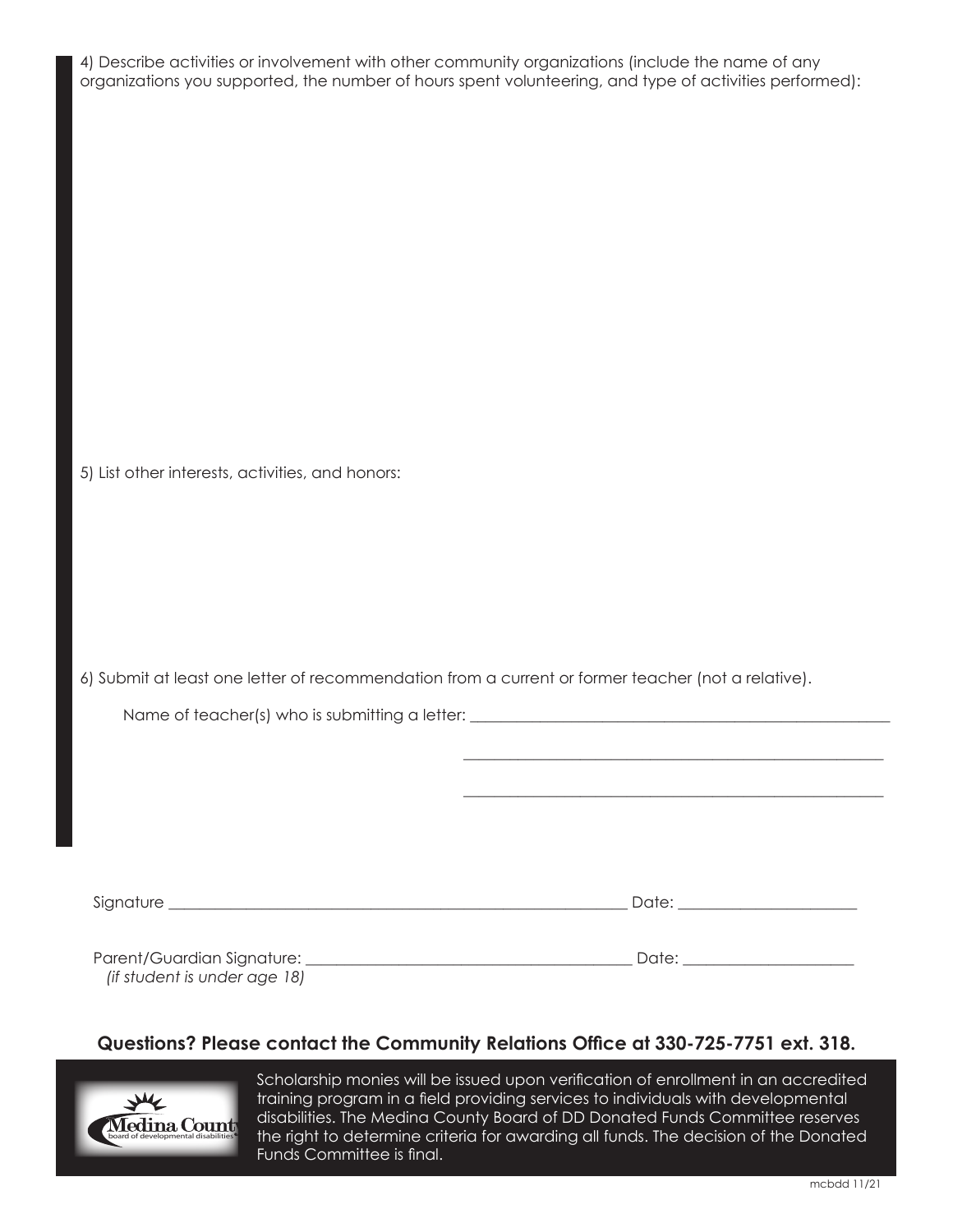4) Describe activities or involvement with other community organizations (include the name of any organizations you supported, the number of hours spent volunteering, and type of activities performed):

5) List other interests, activities, and honors:

6) Submit at least one letter of recommendation from a current or former teacher (not a relative).

Name of teacher(s) who is submitting a letter: ______________________________

______________________________

______________________________

Signature ______________________________ Date: ______________

Parent/Guardian Signature: ______________________________ Date: ______________
*(if student is under age 18)*

**Questions? Please contact the Community Relations Office at 330-725-7751 ext. 318.**

Medina County board of developmental disabilities

Scholarship monies will be issued upon verification of enrollment in an accredited training program in a field providing services to individuals with developmental disabilities. The Medina County Board of DD Donated Funds Committee reserves the right to determine criteria for awarding all funds. The decision of the Donated Funds Committee is final.

mcbdd 11/21